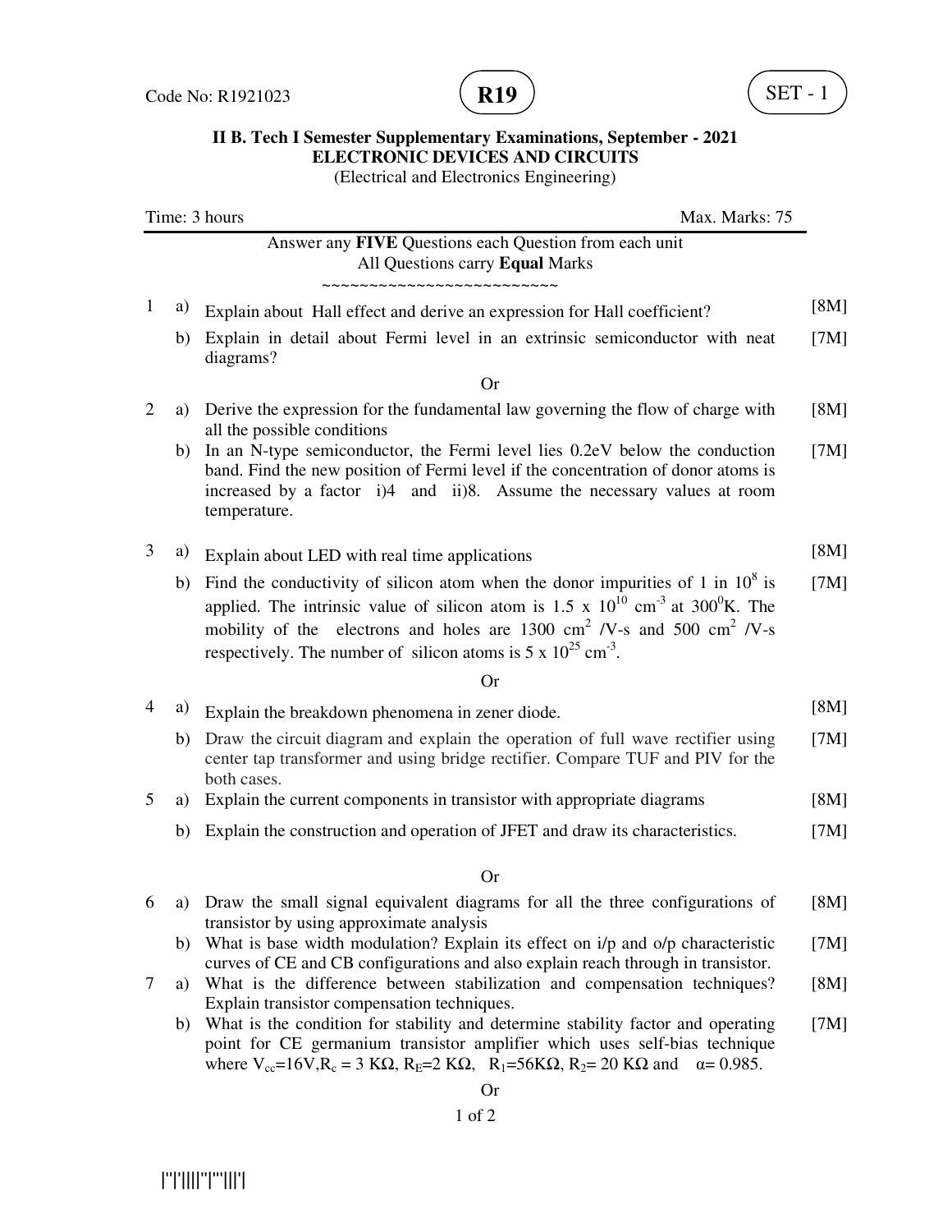Code No: R1921023 **R19** SET - 1

**II B. Tech I Semester Supplementary Examinations, September - 2021**
**ELECTRONIC DEVICES AND CIRCUITS**
(Electrical and Electronics Engineering)

Time: 3 hours Max. Marks: 75

Answer any **FIVE** Questions each Question from each unit
All Questions carry **Equal** Marks

~~~~~~~~~~~~~~~~~~~~~~~~~

| | | | |
|---|---|---|---|
| 1 | a) | Explain about Hall effect and derive an expression for Hall coefficient? | [8M] |
| | b) | Explain in detail about Fermi level in an extrinsic semiconductor with neat diagrams? | [7M] |
| | | Or | |
| 2 | a) | Derive the expression for the fundamental law governing the flow of charge with all the possible conditions | [8M] |
| | b) | In an N-type semiconductor, the Fermi level lies 0.2eV below the conduction band. Find the new position of Fermi level if the concentration of donor atoms is increased by a factor i)4 and ii)8. Assume the necessary values at room temperature. | [7M] |
| 3 | a) | Explain about LED with real time applications | [8M] |
| | b) | Find the conductivity of silicon atom when the donor impurities of 1 in $10^8$ is applied. The intrinsic value of silicon atom is $1.5 \times 10^{10}$ $cm^{-3}$ at $300^0$K. The mobility of the electrons and holes are 1300 $cm^2$ /V-s and 500 $cm^2$ /V-s respectively. The number of silicon atoms is $5 \times 10^{25}$ $cm^{-3}$. | [7M] |
| | | Or | |
| 4 | a) | Explain the breakdown phenomena in zener diode. | [8M] |
| | b) | Draw the circuit diagram and explain the operation of full wave rectifier using center tap transformer and using bridge rectifier. Compare TUF and PIV for the both cases. | [7M] |
| 5 | a) | Explain the current components in transistor with appropriate diagrams | [8M] |
| | b) | Explain the construction and operation of JFET and draw its characteristics. | [7M] |
| | | Or | |
| 6 | a) | Draw the small signal equivalent diagrams for all the three configurations of transistor by using approximate analysis | [8M] |
| | b) | What is base width modulation? Explain its effect on i/p and o/p characteristic curves of CE and CB configurations and also explain reach through in transistor. | [7M] |
| 7 | a) | What is the difference between stabilization and compensation techniques? Explain transistor compensation techniques. | [8M] |
| | b) | What is the condition for stability and determine stability factor and operating point for CE germanium transistor amplifier which uses self-bias technique where $V_{cc}$=16V, $R_c$ = 3 KΩ, $R_E$=2 KΩ, $R_1$=56KΩ, $R_2$= 20 KΩ and α= 0.985. | [7M] |
| | | Or | |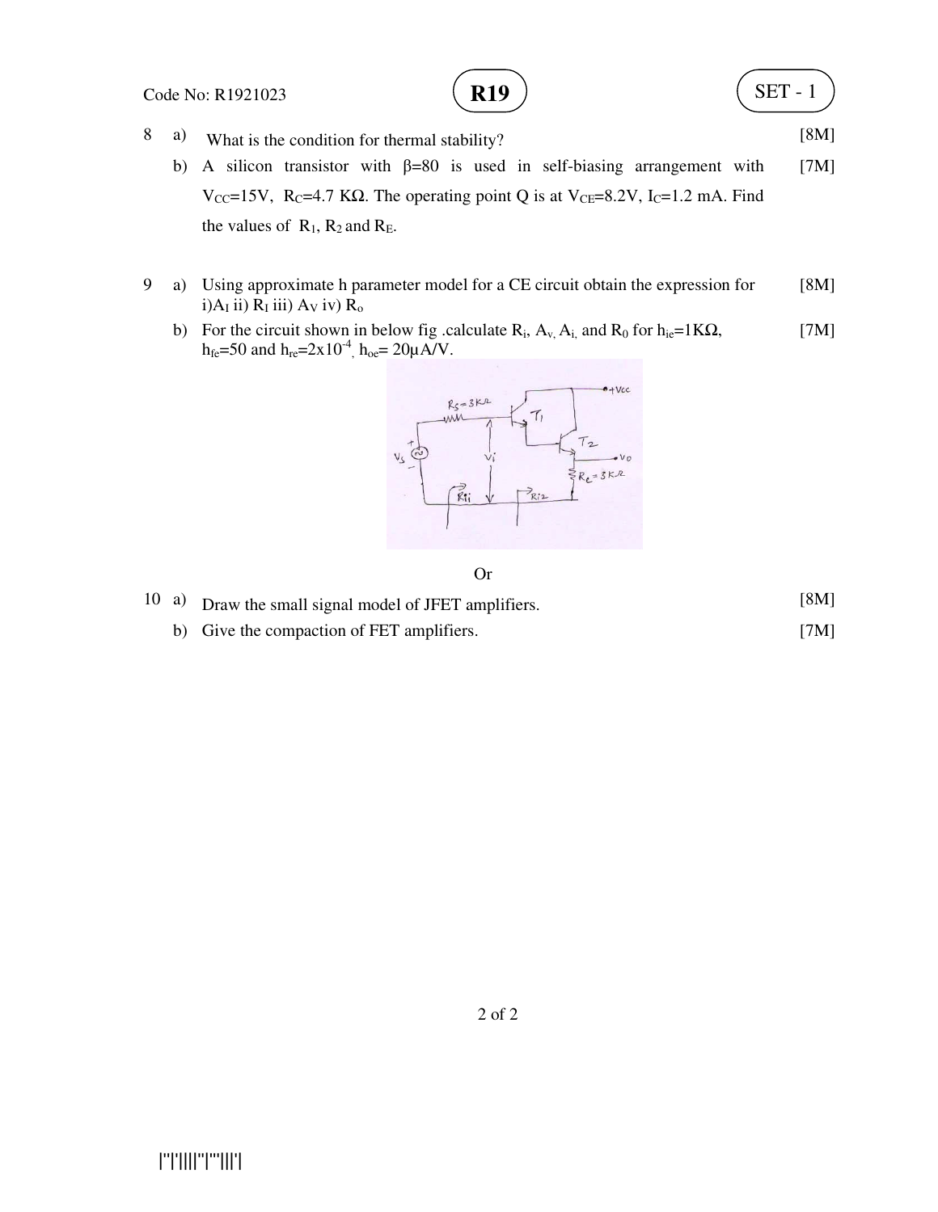8 a) What is the condition for thermal stability? [8M]

b) A silicon transistor with $\beta$=80 is used in self-biasing arrangement with $V_{CC}$=15V, $R_C$=4.7 KΩ. The operating point Q is at $V_{CE}$=8.2V, $I_C$=1.2 mA. Find the values of $R_1$, $R_2$ and $R_E$. [7M]

9 a) Using approximate h parameter model for a CE circuit obtain the expression for i)$A_I$ ii) $R_I$ iii) $A_V$ iv) $R_o$ [8M]

b) For the circuit shown in below fig .calculate $R_i$, $A_v$, $A_i$, and $R_0$ for $h_{ie}$=1KΩ, $h_{fe}$=50 and $h_{re}$=2x$10^{-4}$, $h_{oe}$= 20µA/V. [7M]

Rs=3KΩ
T1
+Vcc
T2
Vs
Vi
Vo
Re=3KΩ
Ri1
Ri2

Or

10 a) Draw the small signal model of JFET amplifiers. [8M]

b) Give the compaction of FET amplifiers. [7M]